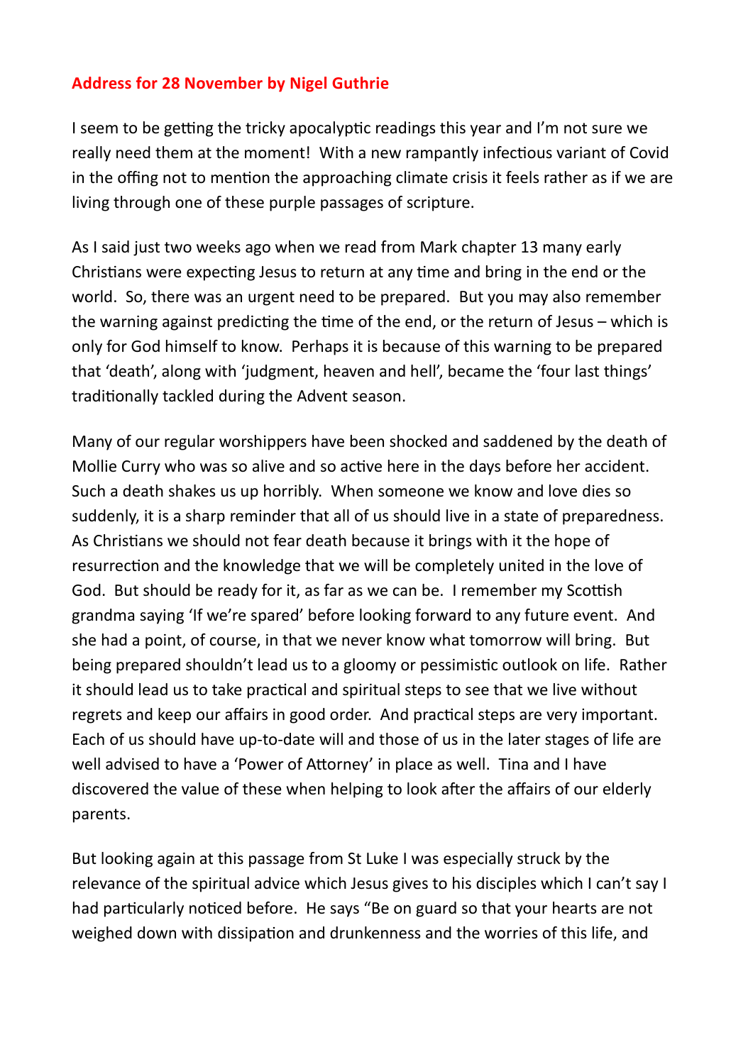**Address for 28 November by Nigel Guthrie**

I seem to be getting the tricky apocalyptic readings this year and I'm not sure we really need them at the moment! With a new rampantly infectious variant of Covid in the offing not to mention the approaching climate crisis it feels rather as if we are living through one of these purple passages of scripture.

As I said just two weeks ago when we read from Mark chapter 13 many early Christians were expecting Jesus to return at any time and bring in the end or the world. So, there was an urgent need to be prepared. But you may also remember the warning against predicting the time of the end, or the return of Jesus – which is only for God himself to know. Perhaps it is because of this warning to be prepared that 'death', along with 'judgment, heaven and hell', became the 'four last things' traditionally tackled during the Advent season.

Many of our regular worshippers have been shocked and saddened by the death of Mollie Curry who was so alive and so active here in the days before her accident. Such a death shakes us up horribly. When someone we know and love dies so suddenly, it is a sharp reminder that all of us should live in a state of preparedness. As Christians we should not fear death because it brings with it the hope of resurrection and the knowledge that we will be completely united in the love of God. But should be ready for it, as far as we can be. I remember my Scottish grandma saying 'If we're spared' before looking forward to any future event. And she had a point, of course, in that we never know what tomorrow will bring. But being prepared shouldn't lead us to a gloomy or pessimistic outlook on life. Rather it should lead us to take practical and spiritual steps to see that we live without regrets and keep our affairs in good order. And practical steps are very important. Each of us should have up-to-date will and those of us in the later stages of life are well advised to have a 'Power of Attorney' in place as well. Tina and I have discovered the value of these when helping to look after the affairs of our elderly parents.

But looking again at this passage from St Luke I was especially struck by the relevance of the spiritual advice which Jesus gives to his disciples which I can't say I had particularly noticed before. He says "Be on guard so that your hearts are not weighed down with dissipation and drunkenness and the worries of this life, and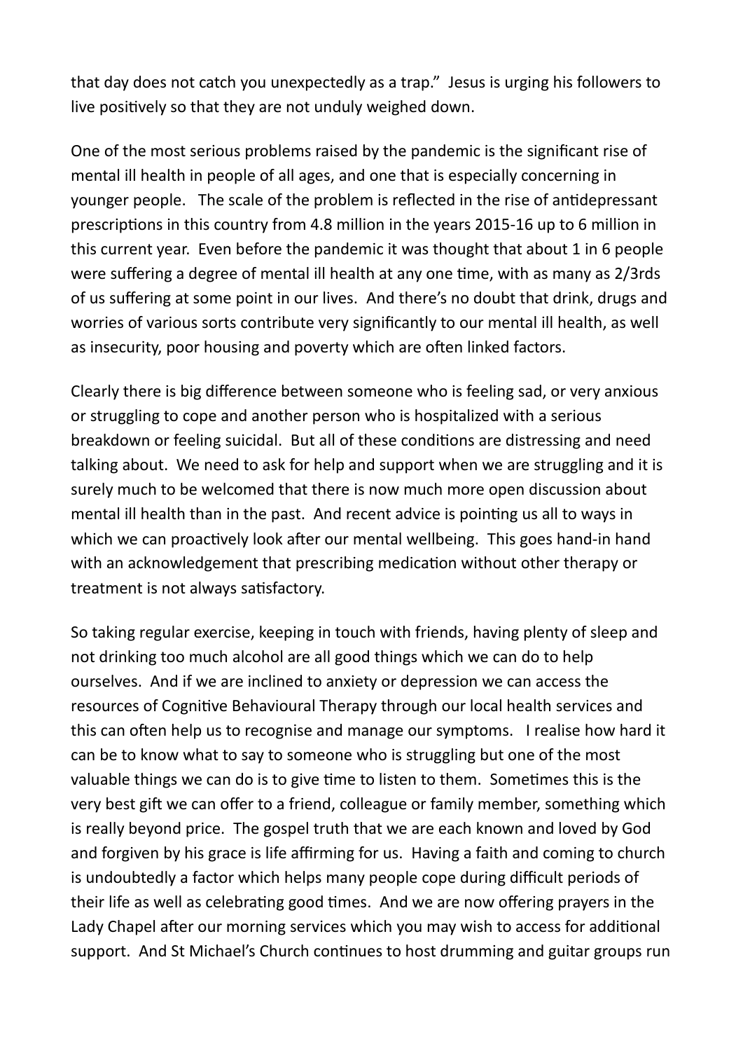that day does not catch you unexpectedly as a trap." Jesus is urging his followers to live positively so that they are not unduly weighed down.

One of the most serious problems raised by the pandemic is the significant rise of mental ill health in people of all ages, and one that is especially concerning in younger people. The scale of the problem is reflected in the rise of antidepressant prescriptions in this country from 4.8 million in the years 2015-16 up to 6 million in this current year. Even before the pandemic it was thought that about 1 in 6 people were suffering a degree of mental ill health at any one time, with as many as 2/3rds of us suffering at some point in our lives. And there's no doubt that drink, drugs and worries of various sorts contribute very significantly to our mental ill health, as well as insecurity, poor housing and poverty which are often linked factors.

Clearly there is big difference between someone who is feeling sad, or very anxious or struggling to cope and another person who is hospitalized with a serious breakdown or feeling suicidal. But all of these conditions are distressing and need talking about. We need to ask for help and support when we are struggling and it is surely much to be welcomed that there is now much more open discussion about mental ill health than in the past. And recent advice is pointing us all to ways in which we can proactively look after our mental wellbeing. This goes hand-in hand with an acknowledgement that prescribing medication without other therapy or treatment is not always satisfactory.

So taking regular exercise, keeping in touch with friends, having plenty of sleep and not drinking too much alcohol are all good things which we can do to help ourselves. And if we are inclined to anxiety or depression we can access the resources of Cognitive Behavioural Therapy through our local health services and this can often help us to recognise and manage our symptoms. I realise how hard it can be to know what to say to someone who is struggling but one of the most valuable things we can do is to give time to listen to them. Sometimes this is the very best gift we can offer to a friend, colleague or family member, something which is really beyond price. The gospel truth that we are each known and loved by God and forgiven by his grace is life affirming for us. Having a faith and coming to church is undoubtedly a factor which helps many people cope during difficult periods of their life as well as celebrating good times. And we are now offering prayers in the Lady Chapel after our morning services which you may wish to access for additional support. And St Michael's Church continues to host drumming and guitar groups run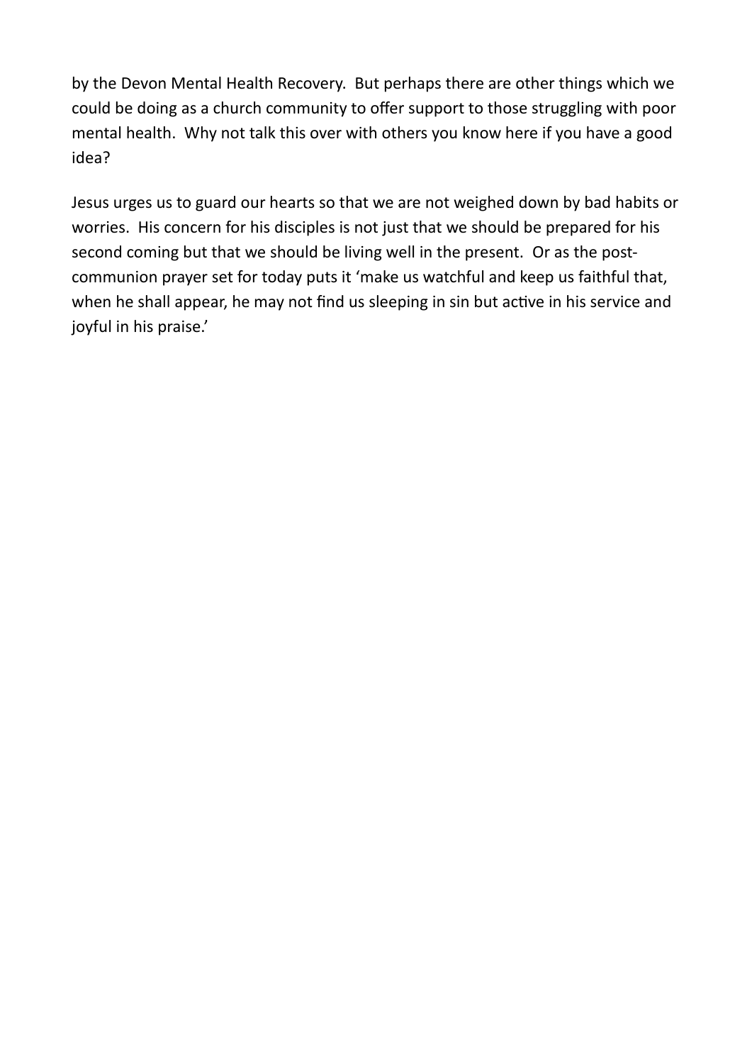by the Devon Mental Health Recovery. But perhaps there are other things which we could be doing as a church community to offer support to those struggling with poor mental health. Why not talk this over with others you know here if you have a good idea?

Jesus urges us to guard our hearts so that we are not weighed down by bad habits or worries. His concern for his disciples is not just that we should be prepared for his second coming but that we should be living well in the present. Or as the post-communion prayer set for today puts it 'make us watchful and keep us faithful that, when he shall appear, he may not find us sleeping in sin but active in his service and joyful in his praise.'